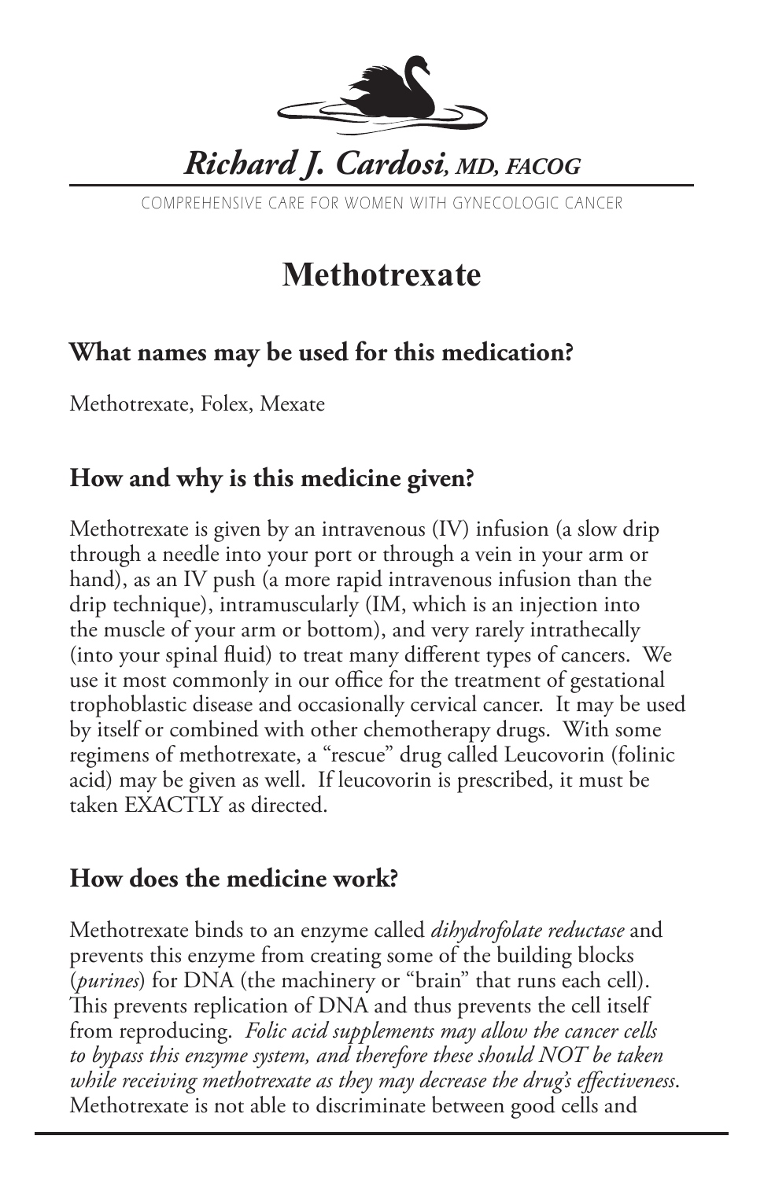*Richard J. Cardosi, MD, FACOG*

COMPREHENSIVE CARE FOR WOMEN WITH GYNECOLOGIC CANCER

# Methotrexate

## What names may be used for this medication?

Methotrexate, Folex, Mexate

## How and why is this medicine given?

Methotrexate is given by an intravenous (IV) infusion (a slow drip through a needle into your port or through a vein in your arm or hand), as an IV push (a more rapid intravenous infusion than the drip technique), intramuscularly (IM, which is an injection into the muscle of your arm or bottom), and very rarely intrathecally (into your spinal fluid) to treat many different types of cancers. We use it most commonly in our office for the treatment of gestational trophoblastic disease and occasionally cervical cancer. It may be used by itself or combined with other chemotherapy drugs. With some regimens of methotrexate, a "rescue" drug called Leucovorin (folinic acid) may be given as well. If leucovorin is prescribed, it must be taken EXACTLY as directed.

## How does the medicine work?

Methotrexate binds to an enzyme called *dihydrofolate reductase* and prevents this enzyme from creating some of the building blocks (*purines*) for DNA (the machinery or "brain" that runs each cell). This prevents replication of DNA and thus prevents the cell itself from reproducing. *Folic acid supplements may allow the cancer cells to bypass this enzyme system, and therefore these should NOT be taken while receiving methotrexate as they may decrease the drug's effectiveness.* Methotrexate is not able to discriminate between good cells and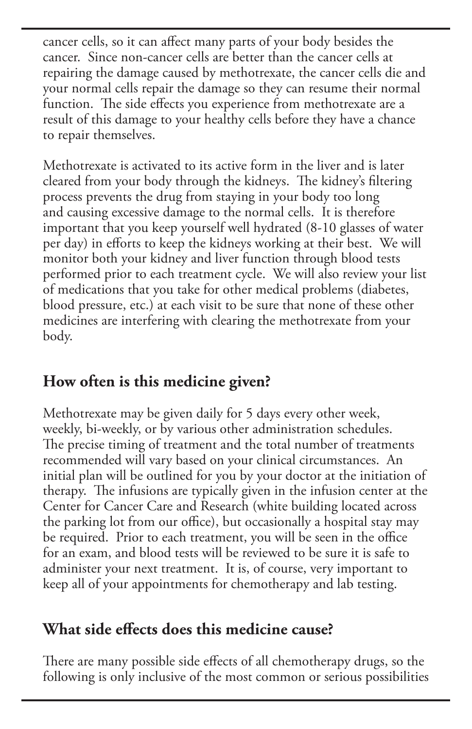cancer cells, so it can affect many parts of your body besides the cancer. Since non-cancer cells are better than the cancer cells at repairing the damage caused by methotrexate, the cancer cells die and your normal cells repair the damage so they can resume their normal function. The side effects you experience from methotrexate are a result of this damage to your healthy cells before they have a chance to repair themselves.

Methotrexate is activated to its active form in the liver and is later cleared from your body through the kidneys. The kidney's filtering process prevents the drug from staying in your body too long and causing excessive damage to the normal cells. It is therefore important that you keep yourself well hydrated (8-10 glasses of water per day) in efforts to keep the kidneys working at their best. We will monitor both your kidney and liver function through blood tests performed prior to each treatment cycle. We will also review your list of medications that you take for other medical problems (diabetes, blood pressure, etc.) at each visit to be sure that none of these other medicines are interfering with clearing the methotrexate from your body.

## How often is this medicine given?

Methotrexate may be given daily for 5 days every other week, weekly, bi-weekly, or by various other administration schedules. The precise timing of treatment and the total number of treatments recommended will vary based on your clinical circumstances. An initial plan will be outlined for you by your doctor at the initiation of therapy. The infusions are typically given in the infusion center at the Center for Cancer Care and Research (white building located across the parking lot from our office), but occasionally a hospital stay may be required. Prior to each treatment, you will be seen in the office for an exam, and blood tests will be reviewed to be sure it is safe to administer your next treatment. It is, of course, very important to keep all of your appointments for chemotherapy and lab testing.

## What side effects does this medicine cause?

There are many possible side effects of all chemotherapy drugs, so the following is only inclusive of the most common or serious possibilities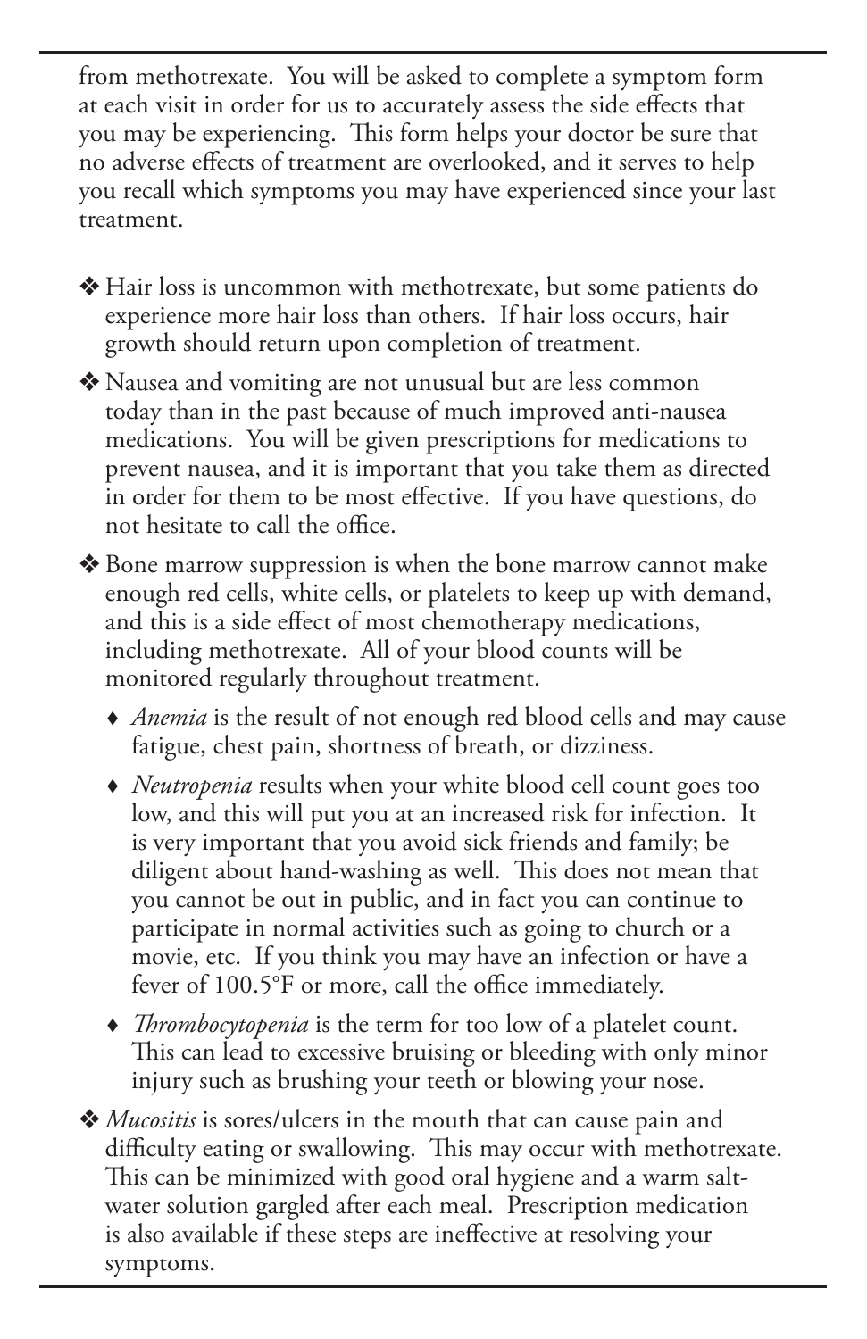from methotrexate. You will be asked to complete a symptom form at each visit in order for us to accurately assess the side effects that you may be experiencing. This form helps your doctor be sure that no adverse effects of treatment are overlooked, and it serves to help you recall which symptoms you may have experienced since your last treatment.

- Hair loss is uncommon with methotrexate, but some patients do experience more hair loss than others. If hair loss occurs, hair growth should return upon completion of treatment.
- Nausea and vomiting are not unusual but are less common today than in the past because of much improved anti-nausea medications. You will be given prescriptions for medications to prevent nausea, and it is important that you take them as directed in order for them to be most effective. If you have questions, do not hesitate to call the office.
- Bone marrow suppression is when the bone marrow cannot make enough red cells, white cells, or platelets to keep up with demand, and this is a side effect of most chemotherapy medications, including methotrexate. All of your blood counts will be monitored regularly throughout treatment.
  - *Anemia* is the result of not enough red blood cells and may cause fatigue, chest pain, shortness of breath, or dizziness.
  - *Neutropenia* results when your white blood cell count goes too low, and this will put you at an increased risk for infection. It is very important that you avoid sick friends and family; be diligent about hand-washing as well. This does not mean that you cannot be out in public, and in fact you can continue to participate in normal activities such as going to church or a movie, etc. If you think you may have an infection or have a fever of 100.5°F or more, call the office immediately.
  - *Thrombocytopenia* is the term for too low of a platelet count. This can lead to excessive bruising or bleeding with only minor injury such as brushing your teeth or blowing your nose.
- *Mucositis* is sores/ulcers in the mouth that can cause pain and difficulty eating or swallowing. This may occur with methotrexate. This can be minimized with good oral hygiene and a warm salt-water solution gargled after each meal. Prescription medication is also available if these steps are ineffective at resolving your symptoms.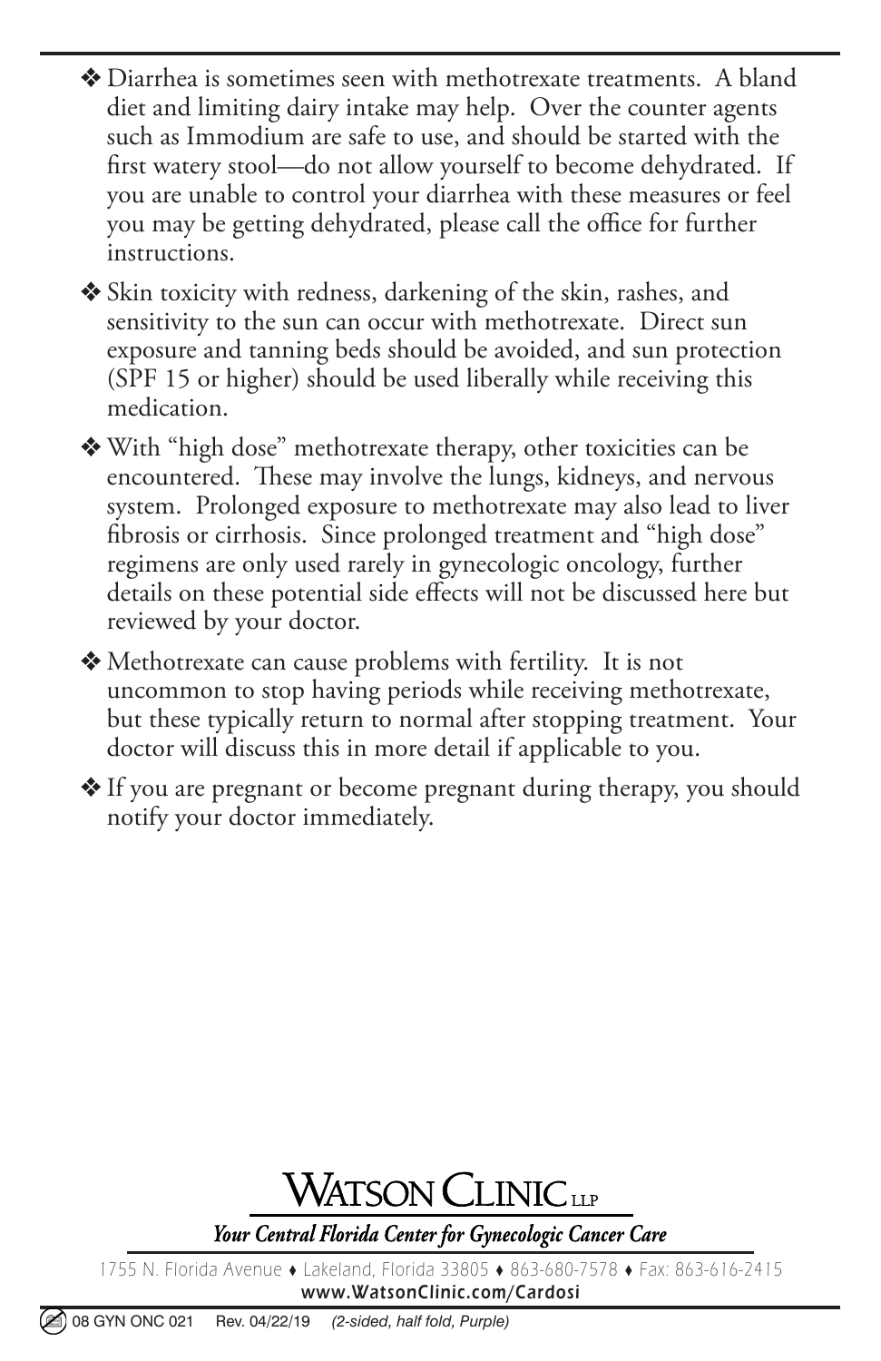- ❖ Diarrhea is sometimes seen with methotrexate treatments. A bland diet and limiting dairy intake may help. Over the counter agents such as Immodium are safe to use, and should be started with the first watery stool—do not allow yourself to become dehydrated. If you are unable to control your diarrhea with these measures or feel you may be getting dehydrated, please call the office for further instructions.
- ❖ Skin toxicity with redness, darkening of the skin, rashes, and sensitivity to the sun can occur with methotrexate. Direct sun exposure and tanning beds should be avoided, and sun protection (SPF 15 or higher) should be used liberally while receiving this medication.
- ❖ With "high dose" methotrexate therapy, other toxicities can be encountered. These may involve the lungs, kidneys, and nervous system. Prolonged exposure to methotrexate may also lead to liver fibrosis or cirrhosis. Since prolonged treatment and "high dose" regimens are only used rarely in gynecologic oncology, further details on these potential side effects will not be discussed here but reviewed by your doctor.
- ❖ Methotrexate can cause problems with fertility. It is not uncommon to stop having periods while receiving methotrexate, but these typically return to normal after stopping treatment. Your doctor will discuss this in more detail if applicable to you.
- ❖ If you are pregnant or become pregnant during therapy, you should notify your doctor immediately.

WATSON CLINIC LLP

***Your Central Florida Center for Gynecologic Cancer Care***

1755 N. Florida Avenue ♦ Lakeland, Florida 33805 ♦ 863-680-7578 ♦ Fax: 863-616-2415

**www.WatsonClinic.com/Cardosi**

08 GYN ONC 021 Rev. 04/22/19 *(2-sided, half fold, Purple)*